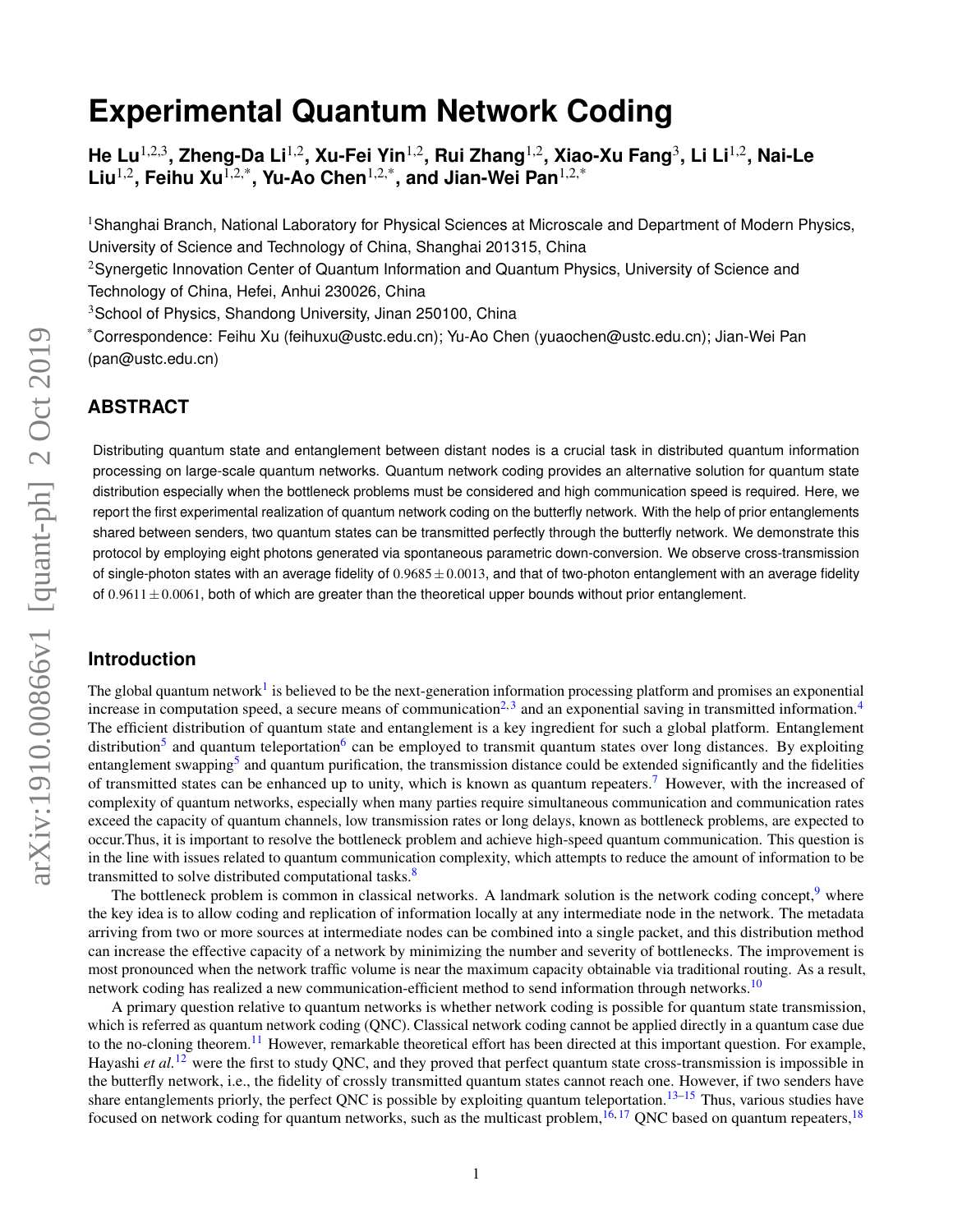# Experimental Quantum Network Coding

**He Lu[1,2,3], Zheng-Da Li[1,2], Xu-Fei Yin[1,2], Rui Zhang[1,2], Xiao-Xu Fang[3], Li Li[1,2], Nai-Le Liu[1,2], Feihu Xu[1,2,*], Yu-Ao Chen[1,2,*], and Jian-Wei Pan[1,2,*]**

[1]Shanghai Branch, National Laboratory for Physical Sciences at Microscale and Department of Modern Physics, University of Science and Technology of China, Shanghai 201315, China

[2]Synergetic Innovation Center of Quantum Information and Quantum Physics, University of Science and Technology of China, Hefei, Anhui 230026, China

[3]School of Physics, Shandong University, Jinan 250100, China

[*]Correspondence: Feihu Xu (feihuxu@ustc.edu.cn); Yu-Ao Chen (yuaochen@ustc.edu.cn); Jian-Wei Pan (pan@ustc.edu.cn)

## ABSTRACT

Distributing quantum state and entanglement between distant nodes is a crucial task in distributed quantum information processing on large-scale quantum networks. Quantum network coding provides an alternative solution for quantum state distribution especially when the bottleneck problems must be considered and high communication speed is required. Here, we report the first experimental realization of quantum network coding on the butterfly network. With the help of prior entanglements shared between senders, two quantum states can be transmitted perfectly through the butterfly network. We demonstrate this protocol by employing eight photons generated via spontaneous parametric down-conversion. We observe cross-transmission of single-photon states with an average fidelity of $0.9685 \pm 0.0013$, and that of two-photon entanglement with an average fidelity of $0.9611 \pm 0.0061$, both of which are greater than the theoretical upper bounds without prior entanglement.

## Introduction

The global quantum network[1] is believed to be the next-generation information processing platform and promises an exponential increase in computation speed, a secure means of communication[2,3] and an exponential saving in transmitted information.[4] The efficient distribution of quantum state and entanglement is a key ingredient for such a global platform. Entanglement distribution[5] and quantum teleportation[6] can be employed to transmit quantum states over long distances. By exploiting entanglement swapping[5] and quantum purification, the transmission distance could be extended significantly and the fidelities of transmitted states can be enhanced up to unity, which is known as quantum repeaters.[7] However, with the increased of complexity of quantum networks, especially when many parties require simultaneous communication and communication rates exceed the capacity of quantum channels, low transmission rates or long delays, known as bottleneck problems, are expected to occur.Thus, it is important to resolve the bottleneck problem and achieve high-speed quantum communication. This question is in the line with issues related to quantum communication complexity, which attempts to reduce the amount of information to be transmitted to solve distributed computational tasks.[8]

The bottleneck problem is common in classical networks. A landmark solution is the network coding concept,[9] where the key idea is to allow coding and replication of information locally at any intermediate node in the network. The metadata arriving from two or more sources at intermediate nodes can be combined into a single packet, and this distribution method can increase the effective capacity of a network by minimizing the number and severity of bottlenecks. The improvement is most pronounced when the network traffic volume is near the maximum capacity obtainable via traditional routing. As a result, network coding has realized a new communication-efficient method to send information through networks.[10]

A primary question relative to quantum networks is whether network coding is possible for quantum state transmission, which is referred as quantum network coding (QNC). Classical network coding cannot be applied directly in a quantum case due to the no-cloning theorem.[11] However, remarkable theoretical effort has been directed at this important question. For example, Hayashi *et al.*[12] were the first to study QNC, and they proved that perfect quantum state cross-transmission is impossible in the butterfly network, i.e., the fidelity of crossly transmitted quantum states cannot reach one. However, if two senders have share entanglements priorly, the perfect QNC is possible by exploiting quantum teleportation.[13–15] Thus, various studies have focused on network coding for quantum networks, such as the multicast problem,[16,17] QNC based on quantum repeaters,[18]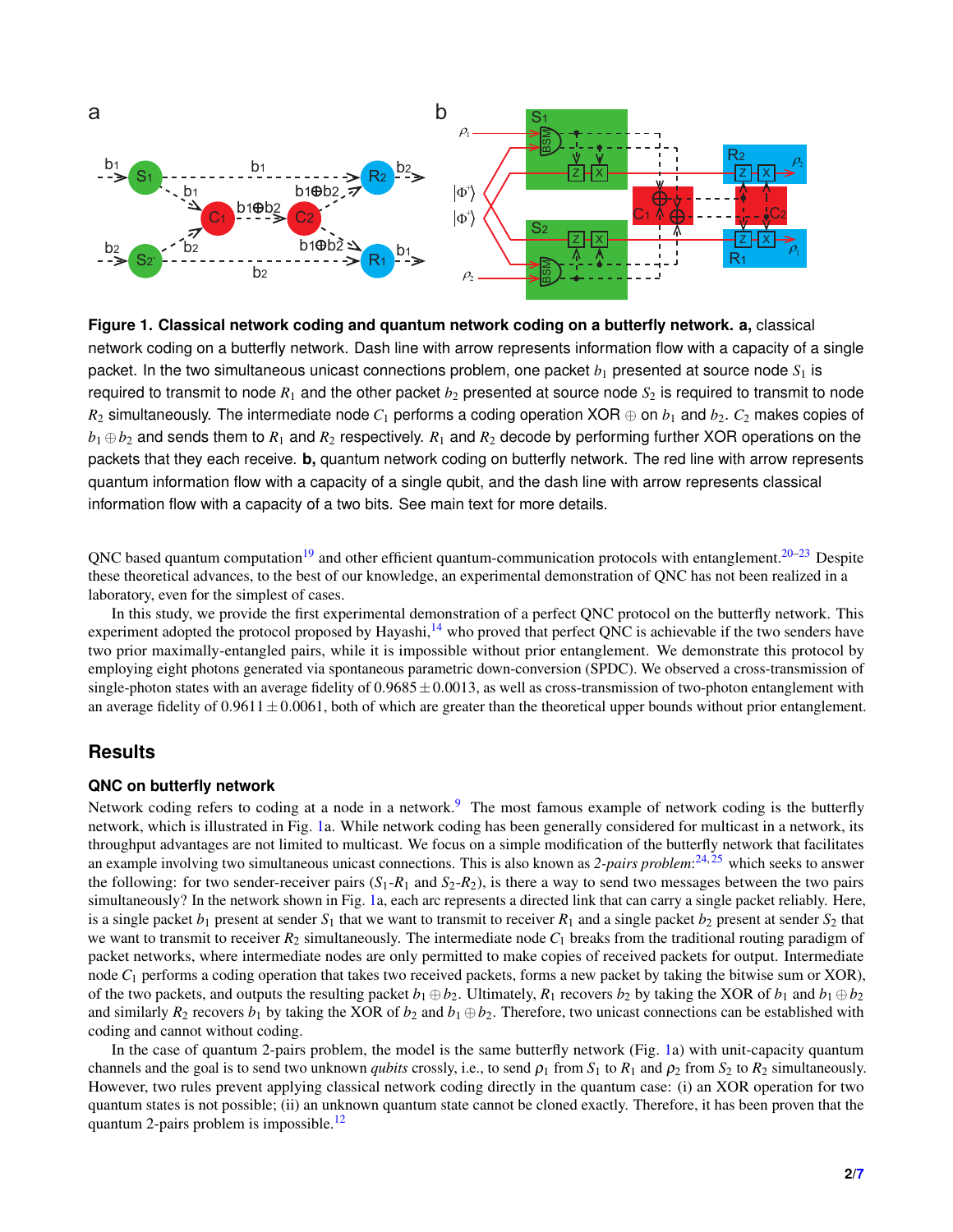**Figure 1. Classical network coding and quantum network coding on a butterfly network. a,** classical network coding on a butterfly network. Dash line with arrow represents information flow with a capacity of a single packet. In the two simultaneous unicast connections problem, one packet $b_1$ presented at source node $S_1$ is required to transmit to node $R_1$ and the other packet $b_2$ presented at source node $S_2$ is required to transmit to node $R_2$ simultaneously. The intermediate node $C_1$ performs a coding operation XOR $\oplus$ on $b_1$ and $b_2$. $C_2$ makes copies of $b_1 \oplus b_2$ and sends them to $R_1$ and $R_2$ respectively. $R_1$ and $R_2$ decode by performing further XOR operations on the packets that they each receive. **b,** quantum network coding on butterfly network. The red line with arrow represents quantum information flow with a capacity of a single qubit, and the dash line with arrow represents classical information flow with a capacity of a two bits. See main text for more details.

QNC based quantum computation[19] and other efficient quantum-communication protocols with entanglement.[20–23] Despite these theoretical advances, to the best of our knowledge, an experimental demonstration of QNC has not been realized in a laboratory, even for the simplest of cases.

In this study, we provide the first experimental demonstration of a perfect QNC protocol on the butterfly network. This experiment adopted the protocol proposed by Hayashi,[14] who proved that perfect QNC is achievable if the two senders have two prior maximally-entangled pairs, while it is impossible without prior entanglement. We demonstrate this protocol by employing eight photons generated via spontaneous parametric down-conversion (SPDC). We observed a cross-transmission of single-photon states with an average fidelity of $0.9685 \pm 0.0013$, as well as cross-transmission of two-photon entanglement with an average fidelity of $0.9611 \pm 0.0061$, both of which are greater than the theoretical upper bounds without prior entanglement.

## Results

### QNC on butterfly network

Network coding refers to coding at a node in a network.[9] The most famous example of network coding is the butterfly network, which is illustrated in Fig. 1a. While network coding has been generally considered for multicast in a network, its throughput advantages are not limited to multicast. We focus on a simple modification of the butterfly network that facilitates an example involving two simultaneous unicast connections. This is also known as *2-pairs problem*:[24,25] which seeks to answer the following: for two sender-receiver pairs ($S_1$-$R_1$ and $S_2$-$R_2$), is there a way to send two messages between the two pairs simultaneously? In the network shown in Fig. 1a, each arc represents a directed link that can carry a single packet reliably. Here, is a single packet $b_1$ present at sender $S_1$ that we want to transmit to receiver $R_1$ and a single packet $b_2$ present at sender $S_2$ that we want to transmit to receiver $R_2$ simultaneously. The intermediate node $C_1$ breaks from the traditional routing paradigm of packet networks, where intermediate nodes are only permitted to make copies of received packets for output. Intermediate node $C_1$ performs a coding operation that takes two received packets, forms a new packet by taking the bitwise sum or XOR), of the two packets, and outputs the resulting packet $b_1 \oplus b_2$. Ultimately, $R_1$ recovers $b_2$ by taking the XOR of $b_1$ and $b_1 \oplus b_2$ and similarly $R_2$ recovers $b_1$ by taking the XOR of $b_2$ and $b_1 \oplus b_2$. Therefore, two unicast connections can be established with coding and cannot without coding.

In the case of quantum 2-pairs problem, the model is the same butterfly network (Fig. 1a) with unit-capacity quantum channels and the goal is to send two unknown *qubits* crossly, i.e., to send $\rho_1$ from $S_1$ to $R_1$ and $\rho_2$ from $S_2$ to $R_2$ simultaneously. However, two rules prevent applying classical network coding directly in the quantum case: (i) an XOR operation for two quantum states is not possible; (ii) an unknown quantum state cannot be cloned exactly. Therefore, it has been proven that the quantum 2-pairs problem is impossible.[12]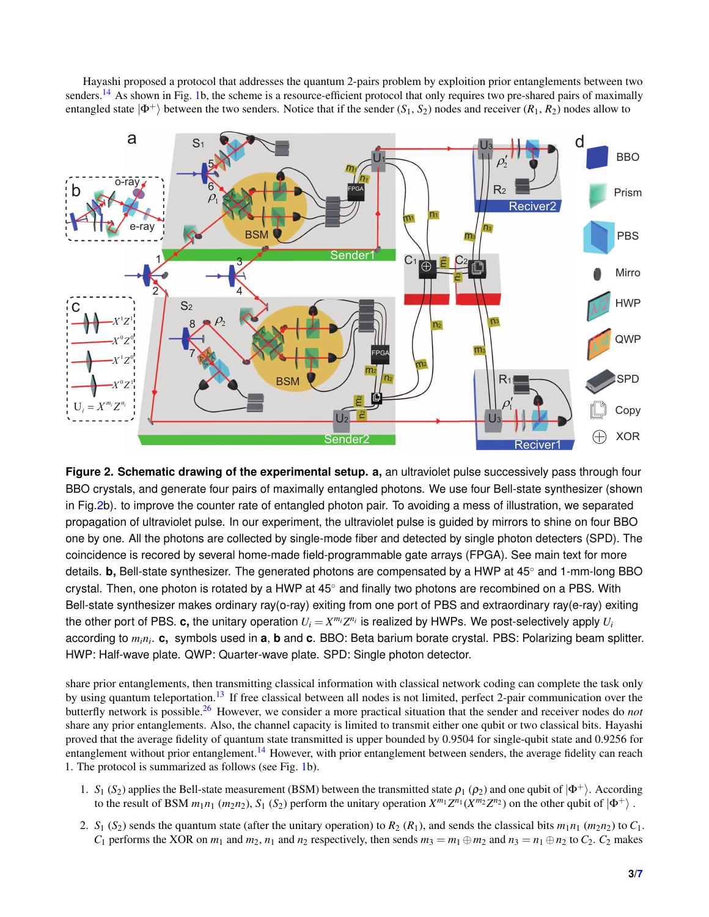Hayashi proposed a protocol that addresses the quantum 2-pairs problem by exploition prior entanglements between two senders.[14] As shown in Fig. 1b, the scheme is a resource-efficient protocol that only requires two pre-shared pairs of maximally entangled state $|\Phi^+\rangle$ between the two senders. Notice that if the sender ($S_1$, $S_2$) nodes and receiver ($R_1$, $R_2$) nodes allow to

**Figure 2. Schematic drawing of the experimental setup. a,** an ultraviolet pulse successively pass through four BBO crystals, and generate four pairs of maximally entangled photons. We use four Bell-state synthesizer (shown in Fig.2b). to improve the counter rate of entangled photon pair. To avoiding a mess of illustration, we separated propagation of ultraviolet pulse. In our experiment, the ultraviolet pulse is guided by mirrors to shine on four BBO one by one. All the photons are collected by single-mode fiber and detected by single photon detecters (SPD). The coincidence is recored by several home-made field-programmable gate arrays (FPGA). See main text for more details. **b,** Bell-state synthesizer. The generated photons are compensated by a HWP at 45° and 1-mm-long BBO crystal. Then, one photon is rotated by a HWP at 45° and finally two photons are recombined on a PBS. With Bell-state synthesizer makes ordinary ray(o-ray) exiting from one port of PBS and extraordinary ray(e-ray) exiting the other port of PBS. **c,** the unitary operation $U_i = X^{m_i} Z^{n_i}$ is realized by HWPs. We post-selectively apply $U_i$ according to $m_i n_i$. **c,** symbols used in **a**, **b** and **c**. BBO: Beta barium borate crystal. PBS: Polarizing beam splitter. HWP: Half-wave plate. QWP: Quarter-wave plate. SPD: Single photon detector.

share prior entanglements, then transmitting classical information with classical network coding can complete the task only by using quantum teleportation.[13] If free classical between all nodes is not limited, perfect 2-pair communication over the butterfly network is possible.[26] However, we consider a more practical situation that the sender and receiver nodes do *not* share any prior entanglements. Also, the channel capacity is limited to transmit either one qubit or two classical bits. Hayashi proved that the average fidelity of quantum state transmitted is upper bounded by 0.9504 for single-qubit state and 0.9256 for entanglement without prior entanglement.[14] However, with prior entanglement between senders, the average fidelity can reach 1. The protocol is summarized as follows (see Fig. 1b).

1. $S_1$ ($S_2$) applies the Bell-state measurement (BSM) between the transmitted state $\rho_1$ ($\rho_2$) and one qubit of $|\Phi^+\rangle$. According to the result of BSM $m_1 n_1$ ($m_2 n_2$), $S_1$ ($S_2$) perform the unitary operation $X^{m_1} Z^{n_1}$ ($X^{m_2} Z^{n_2}$) on the other qubit of $|\Phi^+\rangle$ .

2. $S_1$ ($S_2$) sends the quantum state (after the unitary operation) to $R_2$ ($R_1$), and sends the classical bits $m_1 n_1$ ($m_2 n_2$) to $C_1$. $C_1$ performs the XOR on $m_1$ and $m_2$, $n_1$ and $n_2$ respectively, then sends $m_3 = m_1 \oplus m_2$ and $n_3 = n_1 \oplus n_2$ to $C_2$. $C_2$ makes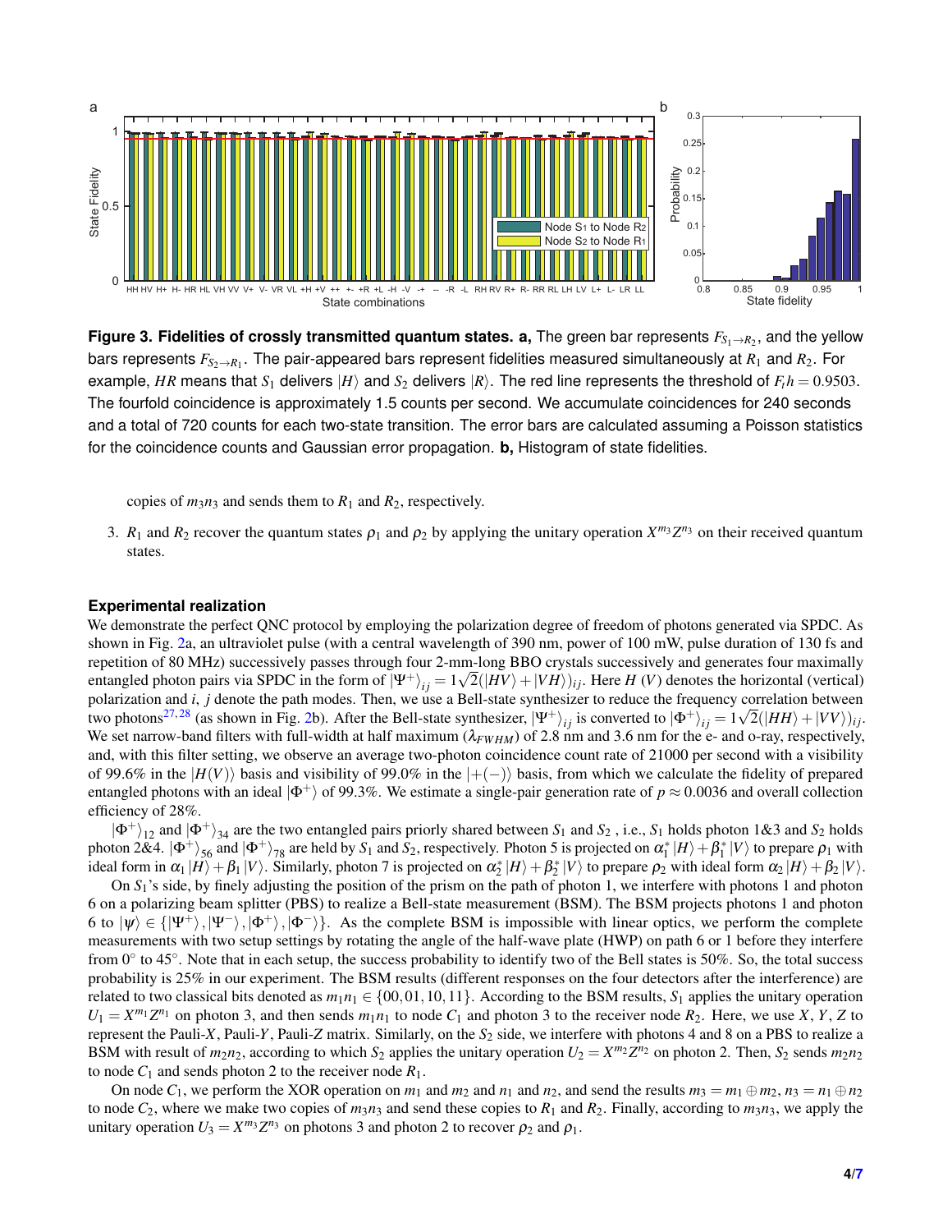a

State Fidelity

1

0.5

0

Node S1 to Node R2

Node S2 to Node R1

HH HV H+ H- HR HL VH VV V+ V- VR VL +H +V ++ +- +R +L -H -V -+ -- -R -L RH RV R+ R- RR RL LH LV L+ L- LR LL

State combinations

b

Probability

0.3

0.25

0.2

0.15

0.1

0.05

0

0.8 0.85 0.9 0.95 1

State fidelity

**Figure 3. Fidelities of crossly transmitted quantum states. a,** The green bar represents $F_{S_1 \to R_2}$, and the yellow bars represents $F_{S_2 \to R_1}$. The pair-appeared bars represent fidelities measured simultaneously at $R_1$ and $R_2$. For example, $HR$ means that $S_1$ delivers $|H\rangle$ and $S_2$ delivers $|R\rangle$. The red line represents the threshold of $F_th = 0.9503$. The fourfold coincidence is approximately 1.5 counts per second. We accumulate coincidences for 240 seconds and a total of 720 counts for each two-state transition. The error bars are calculated assuming a Poisson statistics for the coincidence counts and Gaussian error propagation. **b,** Histogram of state fidelities.

copies of $m_3n_3$ and sends them to $R_1$ and $R_2$, respectively.

3. $R_1$ and $R_2$ recover the quantum states $\rho_1$ and $\rho_2$ by applying the unitary operation $X^{m_3}Z^{n_3}$ on their received quantum states.

### Experimental realization

We demonstrate the perfect QNC protocol by employing the polarization degree of freedom of photons generated via SPDC. As shown in Fig. 2a, an ultraviolet pulse (with a central wavelength of 390 nm, power of 100 mW, pulse duration of 130 fs and repetition of 80 MHz) successively passes through four 2-mm-long BBO crystals successively and generates four maximally entangled photon pairs via SPDC in the form of $|\Psi^+\rangle_{ij} = 1\sqrt{2}(|HV\rangle + |VH\rangle)_{ij}$. Here $H$ ($V$) denotes the horizontal (vertical) polarization and $i$, $j$ denote the path modes. Then, we use a Bell-state synthesizer to reduce the frequency correlation between two photons[27,28] (as shown in Fig. 2b). After the Bell-state synthesizer, $|\Psi^+\rangle_{ij}$ is converted to $|\Phi^+\rangle_{ij} = 1\sqrt{2}(|HH\rangle + |VV\rangle)_{ij}$. We set narrow-band filters with full-width at half maximum ($\lambda_{FWHM}$) of 2.8 nm and 3.6 nm for the e- and o-ray, respectively, and, with this filter setting, we observe an average two-photon coincidence count rate of 21000 per second with a visibility of 99.6% in the $|H(V)\rangle$ basis and visibility of 99.0% in the $|+(-)\rangle$ basis, from which we calculate the fidelity of prepared entangled photons with an ideal $|\Phi^+\rangle$ of 99.3%. We estimate a single-pair generation rate of $p \approx 0.0036$ and overall collection efficiency of 28%.

$|\Phi^+\rangle_{12}$ and $|\Phi^+\rangle_{34}$ are the two entangled pairs priorly shared between $S_1$ and $S_2$ , i.e., $S_1$ holds photon 1&3 and $S_2$ holds photon 2&4. $|\Phi^+\rangle_{56}$ and $|\Phi^+\rangle_{78}$ are held by $S_1$ and $S_2$, respectively. Photon 5 is projected on $\alpha_1^* |H\rangle + \beta_1^* |V\rangle$ to prepare $\rho_1$ with ideal form in $\alpha_1 |H\rangle + \beta_1 |V\rangle$. Similarly, photon 7 is projected on $\alpha_2^* |H\rangle + \beta_2^* |V\rangle$ to prepare $\rho_2$ with ideal form $\alpha_2 |H\rangle + \beta_2 |V\rangle$.

On $S_1$'s side, by finely adjusting the position of the prism on the path of photon 1, we interfere with photons 1 and photon 6 on a polarizing beam splitter (PBS) to realize a Bell-state measurement (BSM). The BSM projects photons 1 and photon 6 to $|\psi\rangle \in \{|\Psi^+\rangle, |\Psi^-\rangle, |\Phi^+\rangle, |\Phi^-\rangle\}$. As the complete BSM is impossible with linear optics, we perform the complete measurements with two setup settings by rotating the angle of the half-wave plate (HWP) on path 6 or 1 before they interfere from 0° to 45°. Note that in each setup, the success probability to identify two of the Bell states is 50%. So, the total success probability is 25% in our experiment. The BSM results (different responses on the four detectors after the interference) are related to two classical bits denoted as $m_1n_1 \in \{00, 01, 10, 11\}$. According to the BSM results, $S_1$ applies the unitary operation $U_1 = X^{m_1}Z^{n_1}$ on photon 3, and then sends $m_1n_1$ to node $C_1$ and photon 3 to the receiver node $R_2$. Here, we use $X$, $Y$, $Z$ to represent the Pauli-$X$, Pauli-$Y$, Pauli-$Z$ matrix. Similarly, on the $S_2$ side, we interfere with photons 4 and 8 on a PBS to realize a BSM with result of $m_2n_2$, according to which $S_2$ applies the unitary operation $U_2 = X^{m_2}Z^{n_2}$ on photon 2. Then, $S_2$ sends $m_2n_2$ to node $C_1$ and sends photon 2 to the receiver node $R_1$.

On node $C_1$, we perform the XOR operation on $m_1$ and $m_2$ and $n_1$ and $n_2$, and send the results $m_3 = m_1 \oplus m_2$, $n_3 = n_1 \oplus n_2$ to node $C_2$, where we make two copies of $m_3n_3$ and send these copies to $R_1$ and $R_2$. Finally, according to $m_3n_3$, we apply the unitary operation $U_3 = X^{m_3}Z^{n_3}$ on photons 3 and photon 2 to recover $\rho_2$ and $\rho_1$.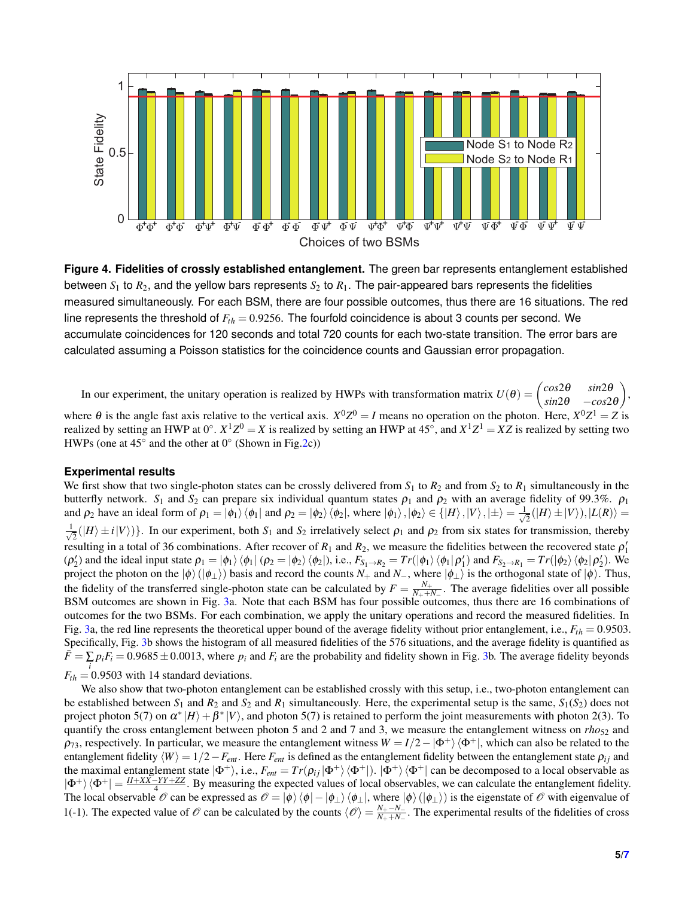1

0.5

0

State Fidelity

Node S1 to Node R2

Node S2 to Node R1

Φ⁺Φ⁺ Φ⁺Φ⁻ Φ⁺Ψ⁺ Φ⁺Ψ⁻ Φ⁻Φ⁺ Φ⁻Φ⁻ Φ⁻Ψ⁺ Φ⁻Ψ⁻ Ψ⁺Φ⁺ Ψ⁺Φ⁻ Ψ⁺Ψ⁺ Ψ⁺Ψ⁻ Ψ⁻Φ⁺ Ψ⁻Φ⁻ Ψ⁻Ψ⁺ Ψ⁻Ψ⁻

Choices of two BSMs

**Figure 4. Fidelities of crossly established entanglement.** The green bar represents entanglement established between $S_1$ to $R_2$, and the yellow bars represents $S_2$ to $R_1$. The pair-appeared bars represents the fidelities measured simultaneously. For each BSM, there are four possible outcomes, thus there are 16 situations. The red line represents the threshold of $F_{th} = 0.9256$. The fourfold coincidence is about 3 counts per second. We accumulate coincidences for 120 seconds and total 720 counts for each two-state transition. The error bars are calculated assuming a Poisson statistics for the coincidence counts and Gaussian error propagation.

In our experiment, the unitary operation is realized by HWPs with transformation matrix $U(\theta) = \begin{pmatrix} cos2\theta & sin2\theta \\ sin2\theta & -cos2\theta \end{pmatrix}$, where $\theta$ is the angle fast axis relative to the vertical axis. $X^0Z^0 = I$ means no operation on the photon. Here, $X^0Z^1 = Z$ is realized by setting an HWP at 0°. $X^1Z^0 = X$ is realized by setting an HWP at 45°, and $X^1Z^1 = XZ$ is realized by setting two HWPs (one at 45° and the other at 0° (Shown in Fig.2c))

### Experimental results

We first show that two single-photon states can be crossly delivered from $S_1$ to $R_2$ and from $S_2$ to $R_1$ simultaneously in the butterfly network. $S_1$ and $S_2$ can prepare six individual quantum states $\rho_1$ and $\rho_2$ with an average fidelity of 99.3%. $\rho_1$ and $\rho_2$ have an ideal form of $\rho_1 = |\phi_1\rangle\langle\phi_1|$ and $\rho_2 = |\phi_2\rangle\langle\phi_2|$, where $|\phi_1\rangle, |\phi_2\rangle \in \{|H\rangle, |V\rangle, |\pm\rangle = \frac{1}{\sqrt{2}}(|H\rangle \pm |V\rangle), |L(R)\rangle = \frac{1}{\sqrt{2}}(|H\rangle \pm i|V\rangle)\}$. In our experiment, both $S_1$ and $S_2$ irrelatively select $\rho_1$ and $\rho_2$ from six states for transmission, thereby resulting in a total of 36 combinations. After recover of $R_1$ and $R_2$, we measure the fidelities between the recovered state $\rho_1'$ ($\rho_2'$) and the ideal input state $\rho_1 = |\phi_1\rangle\langle\phi_1|$ ($\rho_2 = |\phi_2\rangle\langle\phi_2|$), i.e., $F_{S_1\to R_2} = Tr(|\phi_1\rangle\langle\phi_1|\rho_1')$ and $F_{S_2\to R_1} = Tr(|\phi_2\rangle\langle\phi_2|\rho_2')$. We project the photon on the $|\phi\rangle$ ($|\phi_\perp\rangle$) basis and record the counts $N_+$ and $N_-$, where $|\phi_\perp\rangle$ is the orthogonal state of $|\phi\rangle$. Thus, the fidelity of the transferred single-photon state can be calculated by $F = \frac{N_+}{N_+ + N_-}$. The average fidelities over all possible BSM outcomes are shown in Fig. 3a. Note that each BSM has four possible outcomes, thus there are 16 combinations of outcomes for the two BSMs. For each combination, we apply the unitary operations and record the measured fidelities. In Fig. 3a, the red line represents the theoretical upper bound of the average fidelity without prior entanglement, i.e., $F_{th} = 0.9503$. Specifically, Fig. 3b shows the histogram of all measured fidelities of the 576 situations, and the average fidelity is quantified as $\bar{F} = \sum_i p_i F_i = 0.9685 \pm 0.0013$, where $p_i$ and $F_i$ are the probability and fidelity shown in Fig. 3b. The average fidelity beyonds $F_{th} = 0.9503$ with 14 standard deviations.

We also show that two-photon entanglement can be established crossly with this setup, i.e., two-photon entanglement can be established between $S_1$ and $R_2$ and $S_2$ and $R_1$ simultaneously. Here, the experimental setup is the same, $S_1$($S_2$) does not project photon 5(7) on $\alpha^*|H\rangle + \beta^*|V\rangle$, and photon 5(7) is retained to perform the joint measurements with photon 2(3). To quantify the cross entanglement between photon 5 and 2 and 7 and 3, we measure the entanglement witness on $rho_{52}$ and $\rho_{73}$, respectively. In particular, we measure the entanglement witness $W = I/2 - |\Phi^+\rangle\langle\Phi^+|$, which can also be related to the entanglement fidelity $\langle W\rangle = 1/2 - F_{ent}$. Here $F_{ent}$ is defined as the entanglement fidelity between the entanglement state $\rho_{ij}$ and the maximal entanglement state $|\Phi^+\rangle$, i.e., $F_{ent} = Tr(\rho_{ij}|\Phi^+\rangle\langle\Phi^+|)$. $|\Phi^+\rangle\langle\Phi^+|$ can be decomposed to a local observable as $|\Phi^+\rangle\langle\Phi^+| = \frac{II+XX-YY+ZZ}{4}$. By measuring the expected values of local observables, we can calculate the entanglement fidelity. The local observable $\mathscr{O}$ can be expressed as $\mathscr{O} = |\phi\rangle\langle\phi| - |\phi_\perp\rangle\langle\phi_\perp|$, where $|\phi\rangle$ ($|\phi_\perp\rangle$) is the eigenstate of $\mathscr{O}$ with eigenvalue of 1(-1). The expected value of $\mathscr{O}$ can be calculated by the counts $\langle\mathscr{O}\rangle = \frac{N_+ - N_-}{N_+ + N_-}$. The experimental results of the fidelities of cross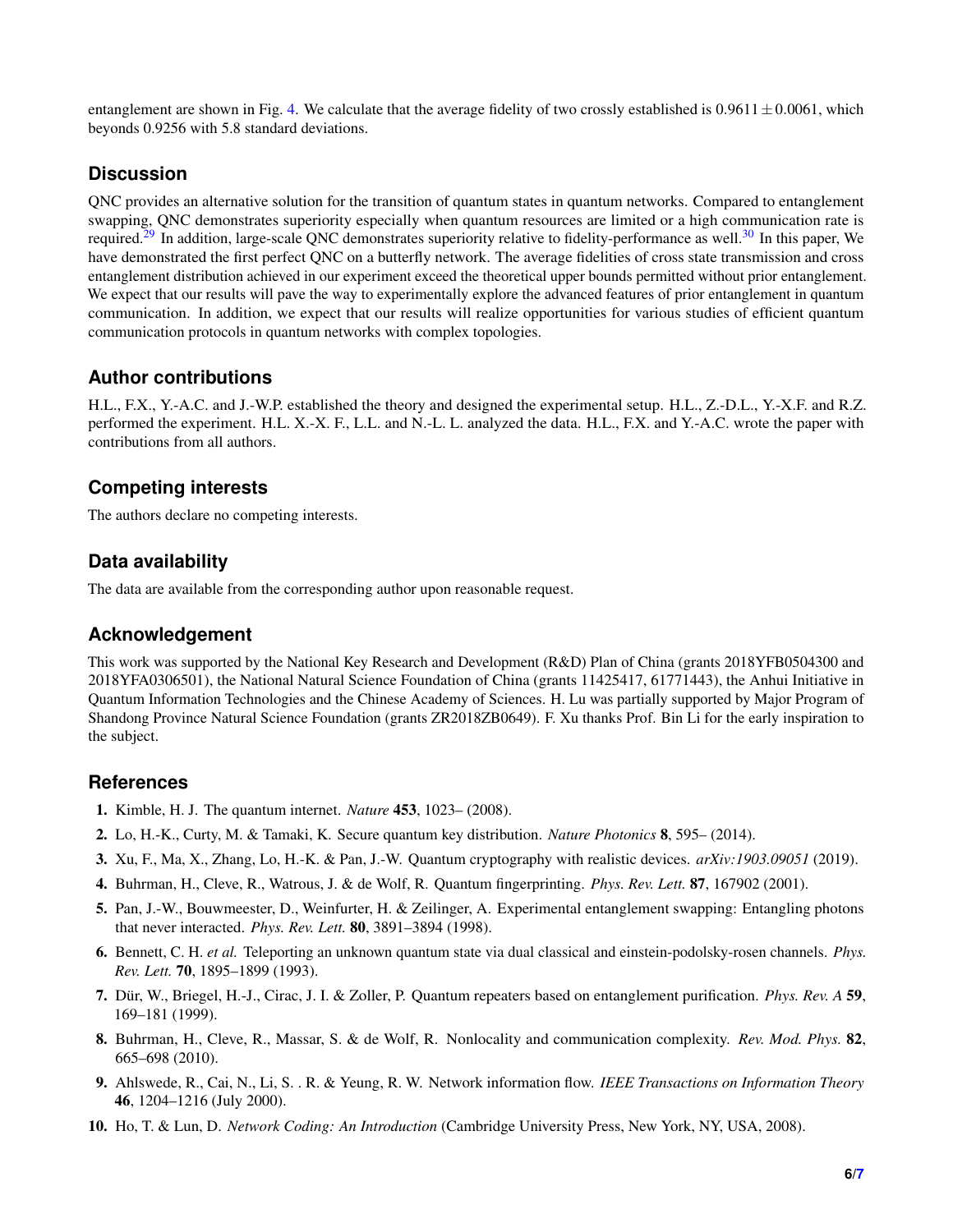entanglement are shown in Fig. 4. We calculate that the average fidelity of two crossly established is $0.9611 \pm 0.0061$, which beyonds 0.9256 with 5.8 standard deviations.

## Discussion

QNC provides an alternative solution for the transition of quantum states in quantum networks. Compared to entanglement swapping, QNC demonstrates superiority especially when quantum resources are limited or a high communication rate is required.[29] In addition, large-scale QNC demonstrates superiority relative to fidelity-performance as well.[30] In this paper, We have demonstrated the first perfect QNC on a butterfly network. The average fidelities of cross state transmission and cross entanglement distribution achieved in our experiment exceed the theoretical upper bounds permitted without prior entanglement. We expect that our results will pave the way to experimentally explore the advanced features of prior entanglement in quantum communication. In addition, we expect that our results will realize opportunities for various studies of efficient quantum communication protocols in quantum networks with complex topologies.

## Author contributions

H.L., F.X., Y.-A.C. and J.-W.P. established the theory and designed the experimental setup. H.L., Z.-D.L., Y.-X.F. and R.Z. performed the experiment. H.L. X.-X. F., L.L. and N.-L. L. analyzed the data. H.L., F.X. and Y.-A.C. wrote the paper with contributions from all authors.

## Competing interests

The authors declare no competing interests.

## Data availability

The data are available from the corresponding author upon reasonable request.

## Acknowledgement

This work was supported by the National Key Research and Development (R&D) Plan of China (grants 2018YFB0504300 and 2018YFA0306501), the National Natural Science Foundation of China (grants 11425417, 61771443), the Anhui Initiative in Quantum Information Technologies and the Chinese Academy of Sciences. H. Lu was partially supported by Major Program of Shandong Province Natural Science Foundation (grants ZR2018ZB0649). F. Xu thanks Prof. Bin Li for the early inspiration to the subject.

## References

1. Kimble, H. J. The quantum internet. *Nature* **453**, 1023– (2008).
2. Lo, H.-K., Curty, M. & Tamaki, K. Secure quantum key distribution. *Nature Photonics* **8**, 595– (2014).
3. Xu, F., Ma, X., Zhang, Lo, H.-K. & Pan, J.-W. Quantum cryptography with realistic devices. *arXiv:1903.09051* (2019).
4. Buhrman, H., Cleve, R., Watrous, J. & de Wolf, R. Quantum fingerprinting. *Phys. Rev. Lett.* **87**, 167902 (2001).
5. Pan, J.-W., Bouwmeester, D., Weinfurter, H. & Zeilinger, A. Experimental entanglement swapping: Entangling photons that never interacted. *Phys. Rev. Lett.* **80**, 3891–3894 (1998).
6. Bennett, C. H. *et al.* Teleporting an unknown quantum state via dual classical and einstein-podolsky-rosen channels. *Phys. Rev. Lett.* **70**, 1895–1899 (1993).
7. Dür, W., Briegel, H.-J., Cirac, J. I. & Zoller, P. Quantum repeaters based on entanglement purification. *Phys. Rev. A* **59**, 169–181 (1999).
8. Buhrman, H., Cleve, R., Massar, S. & de Wolf, R. Nonlocality and communication complexity. *Rev. Mod. Phys.* **82**, 665–698 (2010).
9. Ahlswede, R., Cai, N., Li, S. . R. & Yeung, R. W. Network information flow. *IEEE Transactions on Information Theory* **46**, 1204–1216 (July 2000).
10. Ho, T. & Lun, D. *Network Coding: An Introduction* (Cambridge University Press, New York, NY, USA, 2008).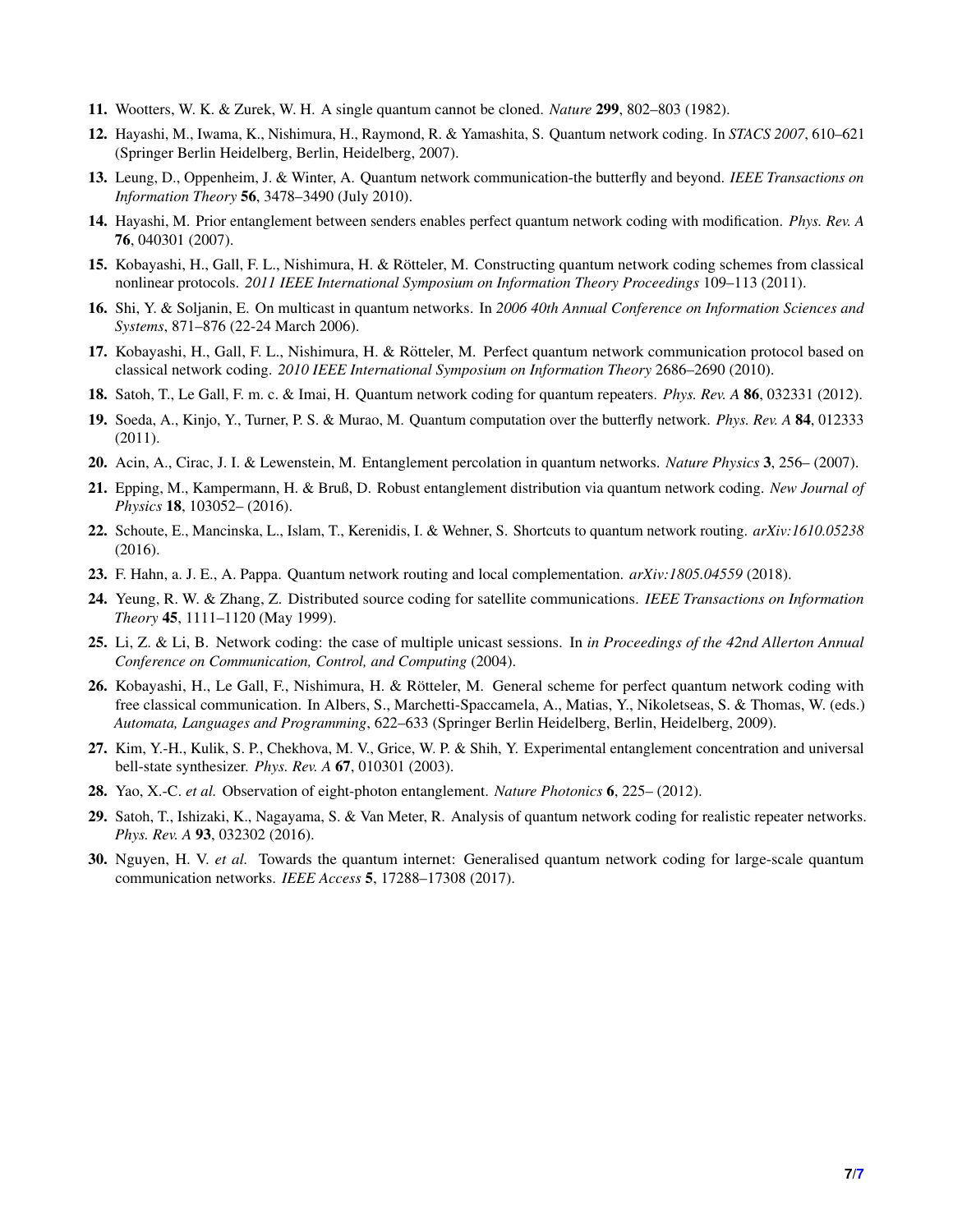**11.** Wootters, W. K. & Zurek, W. H. A single quantum cannot be cloned. *Nature* **299**, 802–803 (1982).

**12.** Hayashi, M., Iwama, K., Nishimura, H., Raymond, R. & Yamashita, S. Quantum network coding. In *STACS 2007*, 610–621 (Springer Berlin Heidelberg, Berlin, Heidelberg, 2007).

**13.** Leung, D., Oppenheim, J. & Winter, A. Quantum network communication-the butterfly and beyond. *IEEE Transactions on Information Theory* **56**, 3478–3490 (July 2010).

**14.** Hayashi, M. Prior entanglement between senders enables perfect quantum network coding with modification. *Phys. Rev. A* **76**, 040301 (2007).

**15.** Kobayashi, H., Gall, F. L., Nishimura, H. & Rötteler, M. Constructing quantum network coding schemes from classical nonlinear protocols. *2011 IEEE International Symposium on Information Theory Proceedings* 109–113 (2011).

**16.** Shi, Y. & Soljanin, E. On multicast in quantum networks. In *2006 40th Annual Conference on Information Sciences and Systems*, 871–876 (22-24 March 2006).

**17.** Kobayashi, H., Gall, F. L., Nishimura, H. & Rötteler, M. Perfect quantum network communication protocol based on classical network coding. *2010 IEEE International Symposium on Information Theory* 2686–2690 (2010).

**18.** Satoh, T., Le Gall, F. m. c. & Imai, H. Quantum network coding for quantum repeaters. *Phys. Rev. A* **86**, 032331 (2012).

**19.** Soeda, A., Kinjo, Y., Turner, P. S. & Murao, M. Quantum computation over the butterfly network. *Phys. Rev. A* **84**, 012333 (2011).

**20.** Acin, A., Cirac, J. I. & Lewenstein, M. Entanglement percolation in quantum networks. *Nature Physics* **3**, 256– (2007).

**21.** Epping, M., Kampermann, H. & Bruß, D. Robust entanglement distribution via quantum network coding. *New Journal of Physics* **18**, 103052– (2016).

**22.** Schoute, E., Mancinska, L., Islam, T., Kerenidis, I. & Wehner, S. Shortcuts to quantum network routing. *arXiv:1610.05238* (2016).

**23.** F. Hahn, a. J. E., A. Pappa. Quantum network routing and local complementation. *arXiv:1805.04559* (2018).

**24.** Yeung, R. W. & Zhang, Z. Distributed source coding for satellite communications. *IEEE Transactions on Information Theory* **45**, 1111–1120 (May 1999).

**25.** Li, Z. & Li, B. Network coding: the case of multiple unicast sessions. In *in Proceedings of the 42nd Allerton Annual Conference on Communication, Control, and Computing* (2004).

**26.** Kobayashi, H., Le Gall, F., Nishimura, H. & Rötteler, M. General scheme for perfect quantum network coding with free classical communication. In Albers, S., Marchetti-Spaccamela, A., Matias, Y., Nikoletseas, S. & Thomas, W. (eds.) *Automata, Languages and Programming*, 622–633 (Springer Berlin Heidelberg, Berlin, Heidelberg, 2009).

**27.** Kim, Y.-H., Kulik, S. P., Chekhova, M. V., Grice, W. P. & Shih, Y. Experimental entanglement concentration and universal bell-state synthesizer. *Phys. Rev. A* **67**, 010301 (2003).

**28.** Yao, X.-C. *et al.* Observation of eight-photon entanglement. *Nature Photonics* **6**, 225– (2012).

**29.** Satoh, T., Ishizaki, K., Nagayama, S. & Van Meter, R. Analysis of quantum network coding for realistic repeater networks. *Phys. Rev. A* **93**, 032302 (2016).

**30.** Nguyen, H. V. *et al.* Towards the quantum internet: Generalised quantum network coding for large-scale quantum communication networks. *IEEE Access* **5**, 17288–17308 (2017).